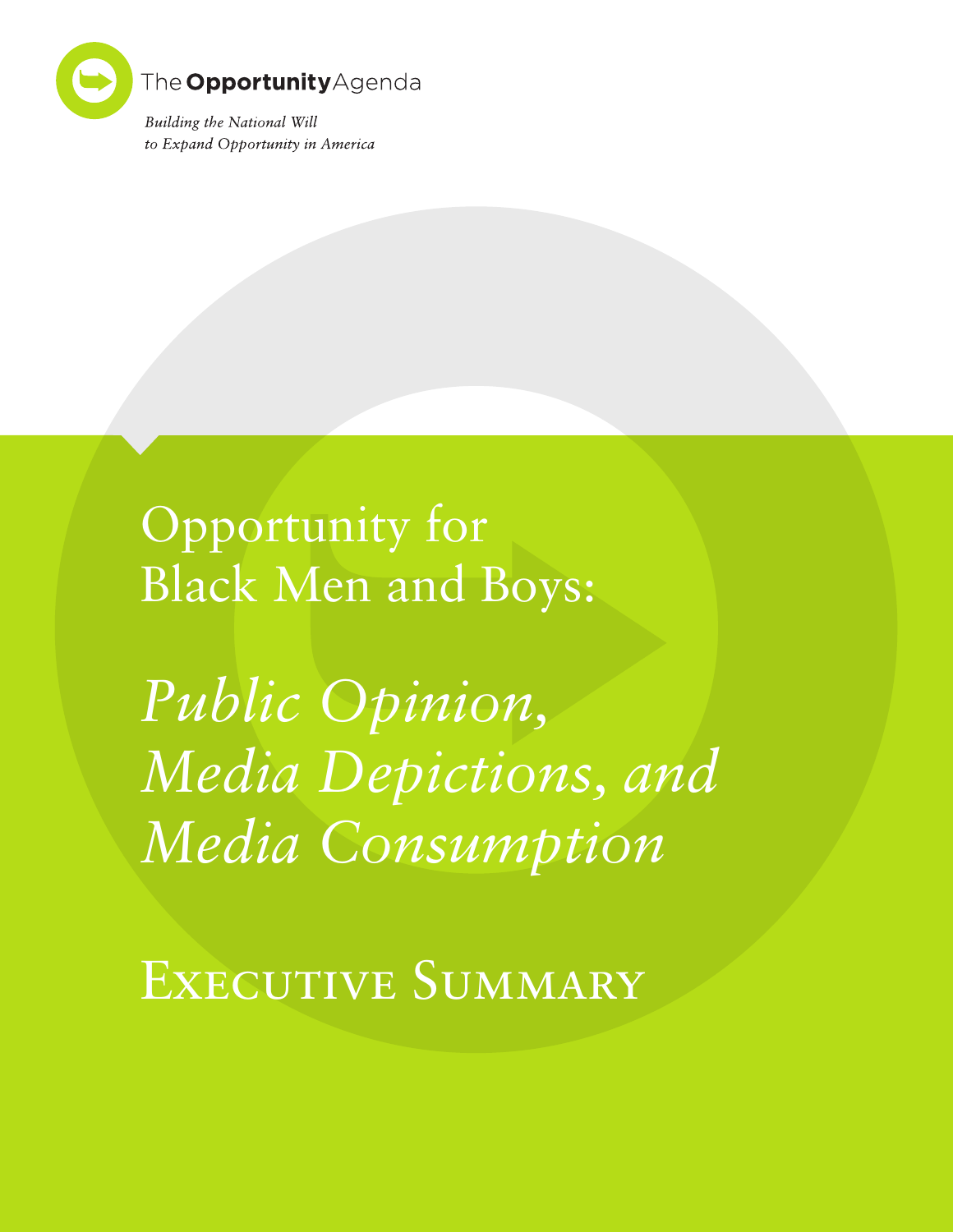The **Opportunity** Agenda

*Building the National Will to Expand Opportunity in America*

# Opportunity for Black Men and Boys:

# *Public Opinion, Media Depictions, and Media Consumption*

## Executive Summary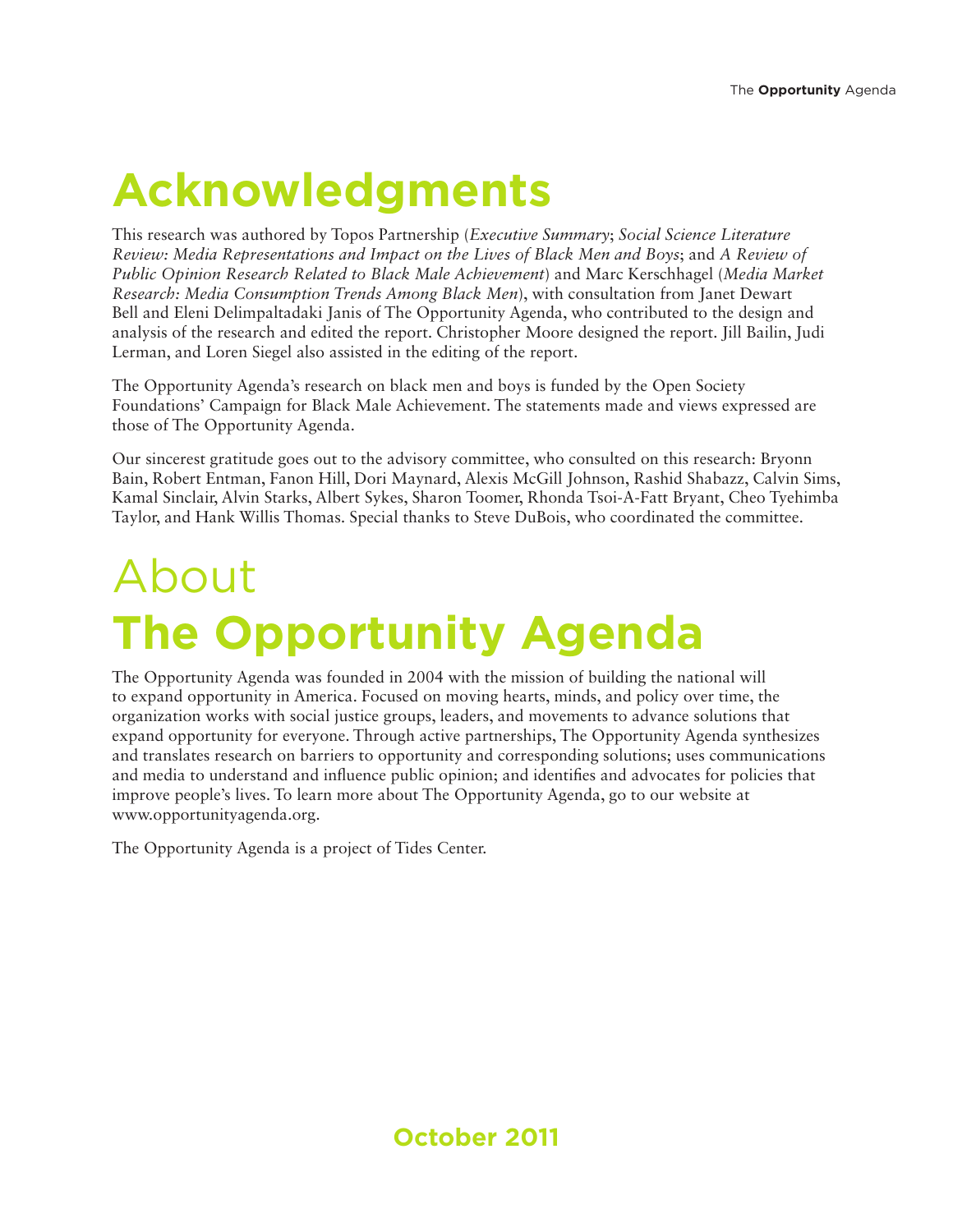# Acknowledgments

This research was authored by Topos Partnership (*Executive Summary*; *Social Science Literature Review: Media Representations and Impact on the Lives of Black Men and Boys*; and *A Review of Public Opinion Research Related to Black Male Achievement*) and Marc Kerschhagel (*Media Market Research: Media Consumption Trends Among Black Men*), with consultation from Janet Dewart Bell and Eleni Delimpaltadaki Janis of The Opportunity Agenda, who contributed to the design and analysis of the research and edited the report. Christopher Moore designed the report. Jill Bailin, Judi Lerman, and Loren Siegel also assisted in the editing of the report.

The Opportunity Agenda's research on black men and boys is funded by the Open Society Foundations' Campaign for Black Male Achievement. The statements made and views expressed are those of The Opportunity Agenda.

Our sincerest gratitude goes out to the advisory committee, who consulted on this research: Bryonn Bain, Robert Entman, Fanon Hill, Dori Maynard, Alexis McGill Johnson, Rashid Shabazz, Calvin Sims, Kamal Sinclair, Alvin Starks, Albert Sykes, Sharon Toomer, Rhonda Tsoi-A-Fatt Bryant, Cheo Tyehimba Taylor, and Hank Willis Thomas. Special thanks to Steve DuBois, who coordinated the committee.

# About The Opportunity Agenda

The Opportunity Agenda was founded in 2004 with the mission of building the national will to expand opportunity in America. Focused on moving hearts, minds, and policy over time, the organization works with social justice groups, leaders, and movements to advance solutions that expand opportunity for everyone. Through active partnerships, The Opportunity Agenda synthesizes and translates research on barriers to opportunity and corresponding solutions; uses communications and media to understand and influence public opinion; and identifies and advocates for policies that improve people's lives. To learn more about The Opportunity Agenda, go to our website at www.opportunityagenda.org.

The Opportunity Agenda is a project of Tides Center.

**October 2011**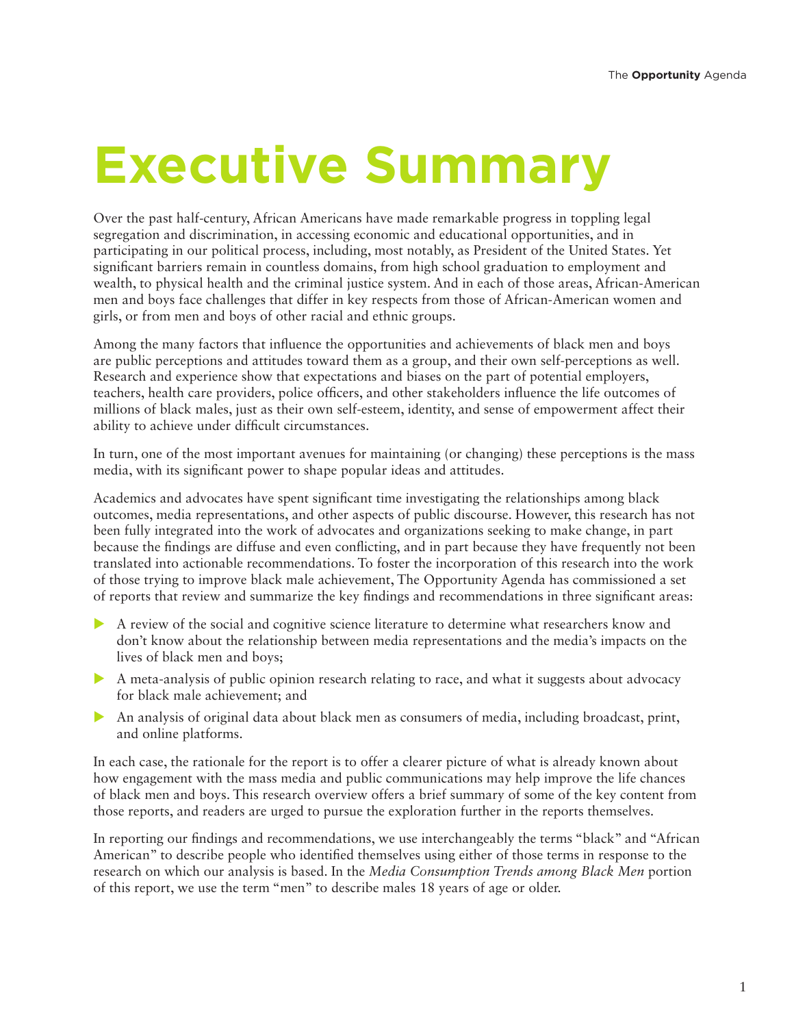# Executive Summary

Over the past half-century, African Americans have made remarkable progress in toppling legal segregation and discrimination, in accessing economic and educational opportunities, and in participating in our political process, including, most notably, as President of the United States. Yet significant barriers remain in countless domains, from high school graduation to employment and wealth, to physical health and the criminal justice system. And in each of those areas, African-American men and boys face challenges that differ in key respects from those of African-American women and girls, or from men and boys of other racial and ethnic groups.

Among the many factors that influence the opportunities and achievements of black men and boys are public perceptions and attitudes toward them as a group, and their own self-perceptions as well. Research and experience show that expectations and biases on the part of potential employers, teachers, health care providers, police officers, and other stakeholders influence the life outcomes of millions of black males, just as their own self-esteem, identity, and sense of empowerment affect their ability to achieve under difficult circumstances.

In turn, one of the most important avenues for maintaining (or changing) these perceptions is the mass media, with its significant power to shape popular ideas and attitudes.

Academics and advocates have spent significant time investigating the relationships among black outcomes, media representations, and other aspects of public discourse. However, this research has not been fully integrated into the work of advocates and organizations seeking to make change, in part because the findings are diffuse and even conflicting, and in part because they have frequently not been translated into actionable recommendations. To foster the incorporation of this research into the work of those trying to improve black male achievement, The Opportunity Agenda has commissioned a set of reports that review and summarize the key findings and recommendations in three significant areas:

- A review of the social and cognitive science literature to determine what researchers know and don't know about the relationship between media representations and the media's impacts on the lives of black men and boys;
- A meta-analysis of public opinion research relating to race, and what it suggests about advocacy for black male achievement; and
- An analysis of original data about black men as consumers of media, including broadcast, print, and online platforms.

In each case, the rationale for the report is to offer a clearer picture of what is already known about how engagement with the mass media and public communications may help improve the life chances of black men and boys. This research overview offers a brief summary of some of the key content from those reports, and readers are urged to pursue the exploration further in the reports themselves.

In reporting our findings and recommendations, we use interchangeably the terms "black" and "African American" to describe people who identified themselves using either of those terms in response to the research on which our analysis is based. In the *Media Consumption Trends among Black Men* portion of this report, we use the term "men" to describe males 18 years of age or older.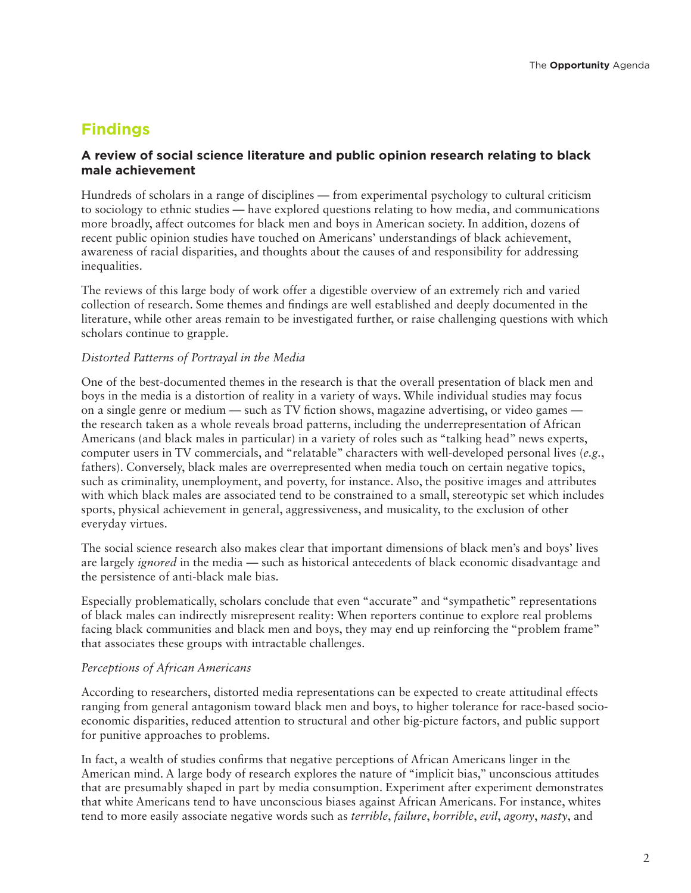## Findings

### A review of social science literature and public opinion research relating to black male achievement

Hundreds of scholars in a range of disciplines — from experimental psychology to cultural criticism to sociology to ethnic studies — have explored questions relating to how media, and communications more broadly, affect outcomes for black men and boys in American society. In addition, dozens of recent public opinion studies have touched on Americans' understandings of black achievement, awareness of racial disparities, and thoughts about the causes of and responsibility for addressing inequalities.

The reviews of this large body of work offer a digestible overview of an extremely rich and varied collection of research. Some themes and findings are well established and deeply documented in the literature, while other areas remain to be investigated further, or raise challenging questions with which scholars continue to grapple.

*Distorted Patterns of Portrayal in the Media*

One of the best-documented themes in the research is that the overall presentation of black men and boys in the media is a distortion of reality in a variety of ways. While individual studies may focus on a single genre or medium — such as TV fiction shows, magazine advertising, or video games — the research taken as a whole reveals broad patterns, including the underrepresentation of African Americans (and black males in particular) in a variety of roles such as "talking head" news experts, computer users in TV commercials, and "relatable" characters with well-developed personal lives (*e.g.*, fathers). Conversely, black males are overrepresented when media touch on certain negative topics, such as criminality, unemployment, and poverty, for instance. Also, the positive images and attributes with which black males are associated tend to be constrained to a small, stereotypic set which includes sports, physical achievement in general, aggressiveness, and musicality, to the exclusion of other everyday virtues.

The social science research also makes clear that important dimensions of black men's and boys' lives are largely *ignored* in the media — such as historical antecedents of black economic disadvantage and the persistence of anti-black male bias.

Especially problematically, scholars conclude that even "accurate" and "sympathetic" representations of black males can indirectly misrepresent reality: When reporters continue to explore real problems facing black communities and black men and boys, they may end up reinforcing the "problem frame" that associates these groups with intractable challenges.

*Perceptions of African Americans*

According to researchers, distorted media representations can be expected to create attitudinal effects ranging from general antagonism toward black men and boys, to higher tolerance for race-based socio-economic disparities, reduced attention to structural and other big-picture factors, and public support for punitive approaches to problems.

In fact, a wealth of studies confirms that negative perceptions of African Americans linger in the American mind. A large body of research explores the nature of "implicit bias," unconscious attitudes that are presumably shaped in part by media consumption. Experiment after experiment demonstrates that white Americans tend to have unconscious biases against African Americans. For instance, whites tend to more easily associate negative words such as *terrible*, *failure*, *horrible*, *evil*, *agony*, *nasty*, and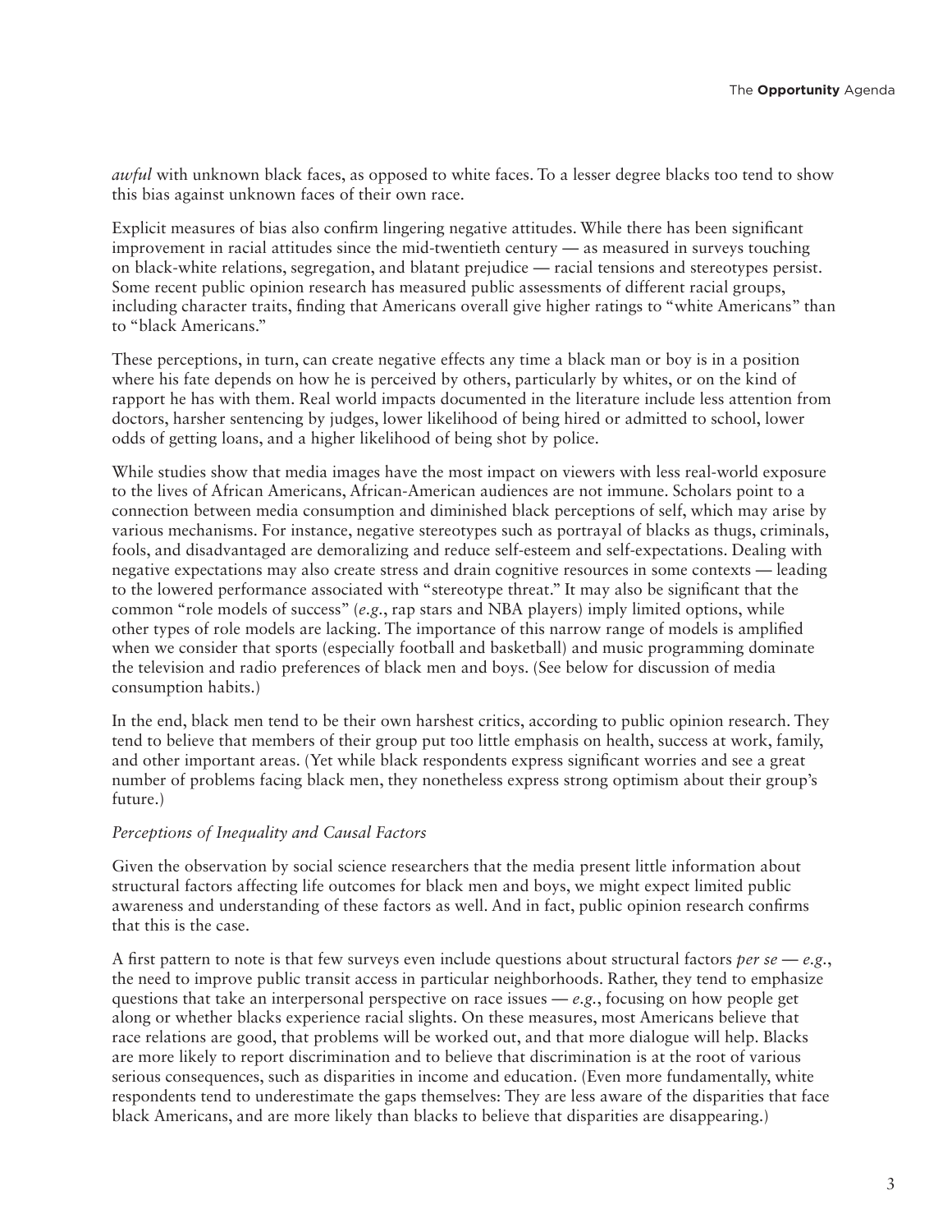*awful* with unknown black faces, as opposed to white faces. To a lesser degree blacks too tend to show this bias against unknown faces of their own race.

Explicit measures of bias also confirm lingering negative attitudes. While there has been significant improvement in racial attitudes since the mid-twentieth century — as measured in surveys touching on black-white relations, segregation, and blatant prejudice — racial tensions and stereotypes persist. Some recent public opinion research has measured public assessments of different racial groups, including character traits, finding that Americans overall give higher ratings to "white Americans" than to "black Americans."

These perceptions, in turn, can create negative effects any time a black man or boy is in a position where his fate depends on how he is perceived by others, particularly by whites, or on the kind of rapport he has with them. Real world impacts documented in the literature include less attention from doctors, harsher sentencing by judges, lower likelihood of being hired or admitted to school, lower odds of getting loans, and a higher likelihood of being shot by police.

While studies show that media images have the most impact on viewers with less real-world exposure to the lives of African Americans, African-American audiences are not immune. Scholars point to a connection between media consumption and diminished black perceptions of self, which may arise by various mechanisms. For instance, negative stereotypes such as portrayal of blacks as thugs, criminals, fools, and disadvantaged are demoralizing and reduce self-esteem and self-expectations. Dealing with negative expectations may also create stress and drain cognitive resources in some contexts — leading to the lowered performance associated with "stereotype threat." It may also be significant that the common "role models of success" (*e.g.*, rap stars and NBA players) imply limited options, while other types of role models are lacking. The importance of this narrow range of models is amplified when we consider that sports (especially football and basketball) and music programming dominate the television and radio preferences of black men and boys. (See below for discussion of media consumption habits.)

In the end, black men tend to be their own harshest critics, according to public opinion research. They tend to believe that members of their group put too little emphasis on health, success at work, family, and other important areas. (Yet while black respondents express significant worries and see a great number of problems facing black men, they nonetheless express strong optimism about their group's future.)

*Perceptions of Inequality and Causal Factors*

Given the observation by social science researchers that the media present little information about structural factors affecting life outcomes for black men and boys, we might expect limited public awareness and understanding of these factors as well. And in fact, public opinion research confirms that this is the case.

A first pattern to note is that few surveys even include questions about structural factors *per se — e.g.*, the need to improve public transit access in particular neighborhoods. Rather, they tend to emphasize questions that take an interpersonal perspective on race issues — *e.g.*, focusing on how people get along or whether blacks experience racial slights. On these measures, most Americans believe that race relations are good, that problems will be worked out, and that more dialogue will help. Blacks are more likely to report discrimination and to believe that discrimination is at the root of various serious consequences, such as disparities in income and education. (Even more fundamentally, white respondents tend to underestimate the gaps themselves: They are less aware of the disparities that face black Americans, and are more likely than blacks to believe that disparities are disappearing.)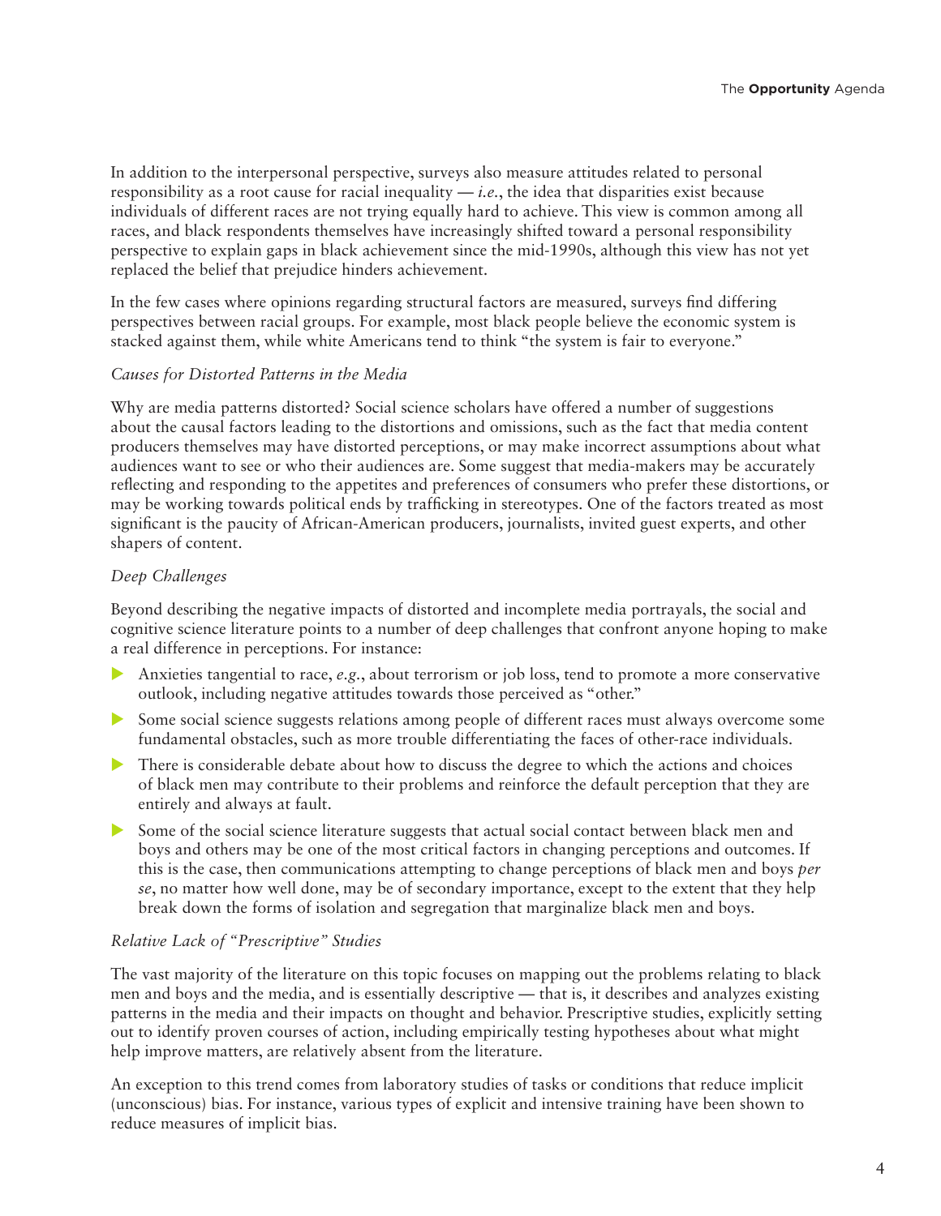In addition to the interpersonal perspective, surveys also measure attitudes related to personal responsibility as a root cause for racial inequality — *i.e.*, the idea that disparities exist because individuals of different races are not trying equally hard to achieve. This view is common among all races, and black respondents themselves have increasingly shifted toward a personal responsibility perspective to explain gaps in black achievement since the mid-1990s, although this view has not yet replaced the belief that prejudice hinders achievement.

In the few cases where opinions regarding structural factors are measured, surveys find differing perspectives between racial groups. For example, most black people believe the economic system is stacked against them, while white Americans tend to think "the system is fair to everyone."

*Causes for Distorted Patterns in the Media*

Why are media patterns distorted? Social science scholars have offered a number of suggestions about the causal factors leading to the distortions and omissions, such as the fact that media content producers themselves may have distorted perceptions, or may make incorrect assumptions about what audiences want to see or who their audiences are. Some suggest that media-makers may be accurately reflecting and responding to the appetites and preferences of consumers who prefer these distortions, or may be working towards political ends by trafficking in stereotypes. One of the factors treated as most significant is the paucity of African-American producers, journalists, invited guest experts, and other shapers of content.

*Deep Challenges*

Beyond describing the negative impacts of distorted and incomplete media portrayals, the social and cognitive science literature points to a number of deep challenges that confront anyone hoping to make a real difference in perceptions. For instance:

- Anxieties tangential to race, *e.g.*, about terrorism or job loss, tend to promote a more conservative outlook, including negative attitudes towards those perceived as "other."
- Some social science suggests relations among people of different races must always overcome some fundamental obstacles, such as more trouble differentiating the faces of other-race individuals.
- There is considerable debate about how to discuss the degree to which the actions and choices of black men may contribute to their problems and reinforce the default perception that they are entirely and always at fault.
- Some of the social science literature suggests that actual social contact between black men and boys and others may be one of the most critical factors in changing perceptions and outcomes. If this is the case, then communications attempting to change perceptions of black men and boys *per se*, no matter how well done, may be of secondary importance, except to the extent that they help break down the forms of isolation and segregation that marginalize black men and boys.

*Relative Lack of "Prescriptive" Studies*

The vast majority of the literature on this topic focuses on mapping out the problems relating to black men and boys and the media, and is essentially descriptive — that is, it describes and analyzes existing patterns in the media and their impacts on thought and behavior. Prescriptive studies, explicitly setting out to identify proven courses of action, including empirically testing hypotheses about what might help improve matters, are relatively absent from the literature.

An exception to this trend comes from laboratory studies of tasks or conditions that reduce implicit (unconscious) bias. For instance, various types of explicit and intensive training have been shown to reduce measures of implicit bias.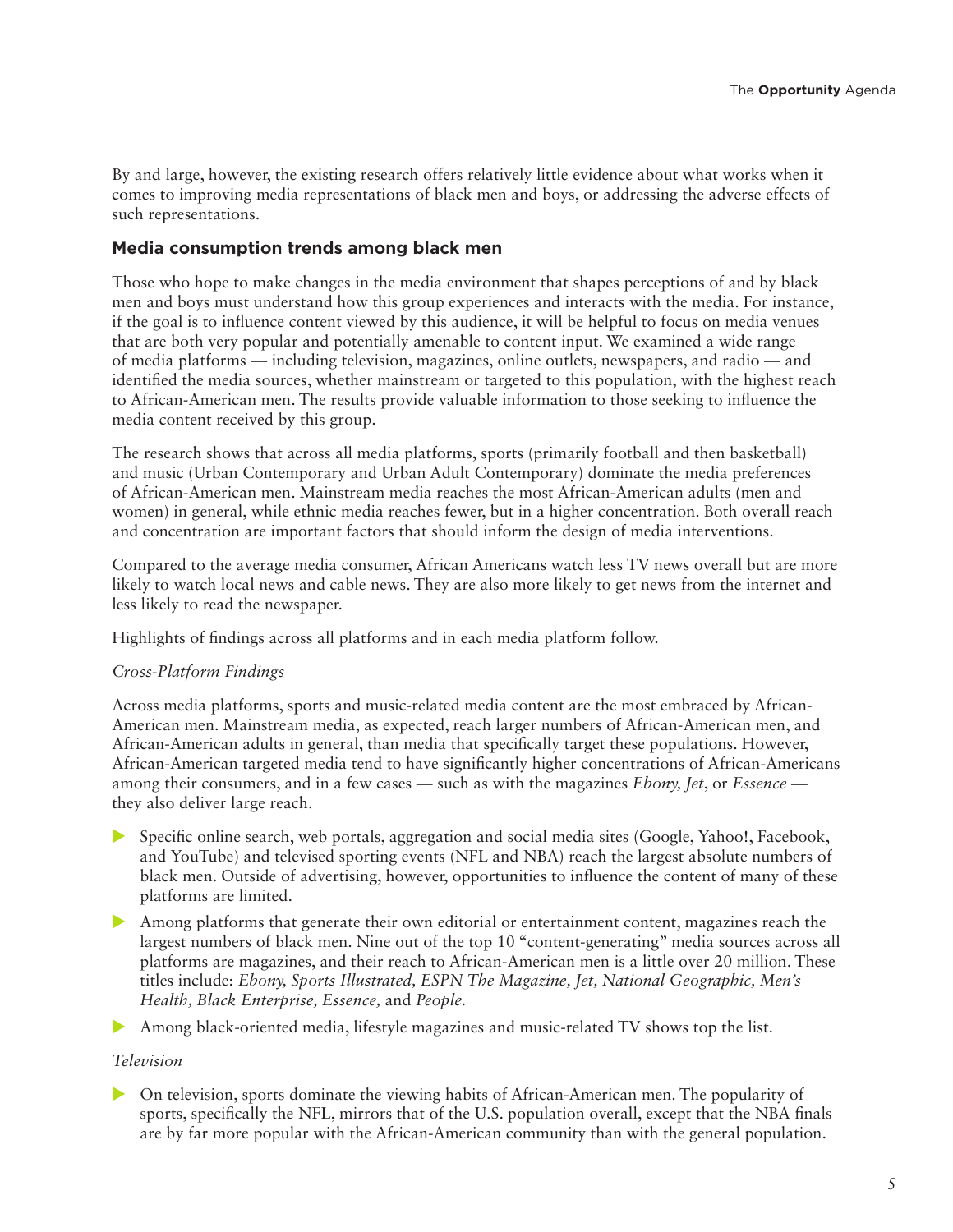By and large, however, the existing research offers relatively little evidence about what works when it comes to improving media representations of black men and boys, or addressing the adverse effects of such representations.

### Media consumption trends among black men

Those who hope to make changes in the media environment that shapes perceptions of and by black men and boys must understand how this group experiences and interacts with the media. For instance, if the goal is to influence content viewed by this audience, it will be helpful to focus on media venues that are both very popular and potentially amenable to content input. We examined a wide range of media platforms — including television, magazines, online outlets, newspapers, and radio — and identified the media sources, whether mainstream or targeted to this population, with the highest reach to African-American men. The results provide valuable information to those seeking to influence the media content received by this group.

The research shows that across all media platforms, sports (primarily football and then basketball) and music (Urban Contemporary and Urban Adult Contemporary) dominate the media preferences of African-American men. Mainstream media reaches the most African-American adults (men and women) in general, while ethnic media reaches fewer, but in a higher concentration. Both overall reach and concentration are important factors that should inform the design of media interventions.

Compared to the average media consumer, African Americans watch less TV news overall but are more likely to watch local news and cable news. They are also more likely to get news from the internet and less likely to read the newspaper.

Highlights of findings across all platforms and in each media platform follow.

*Cross-Platform Findings*

Across media platforms, sports and music-related media content are the most embraced by African-American men. Mainstream media, as expected, reach larger numbers of African-American men, and African-American adults in general, than media that specifically target these populations. However, African-American targeted media tend to have significantly higher concentrations of African-Americans among their consumers, and in a few cases — such as with the magazines *Ebony, Jet*, or *Essence* — they also deliver large reach.

- Specific online search, web portals, aggregation and social media sites (Google, Yahoo!, Facebook, and YouTube) and televised sporting events (NFL and NBA) reach the largest absolute numbers of black men. Outside of advertising, however, opportunities to influence the content of many of these platforms are limited.
- Among platforms that generate their own editorial or entertainment content, magazines reach the largest numbers of black men. Nine out of the top 10 "content-generating" media sources across all platforms are magazines, and their reach to African-American men is a little over 20 million. These titles include: *Ebony, Sports Illustrated, ESPN The Magazine, Jet, National Geographic, Men's Health, Black Enterprise, Essence,* and *People.*
- Among black-oriented media, lifestyle magazines and music-related TV shows top the list.

*Television*

- On television, sports dominate the viewing habits of African-American men. The popularity of sports, specifically the NFL, mirrors that of the U.S. population overall, except that the NBA finals are by far more popular with the African-American community than with the general population.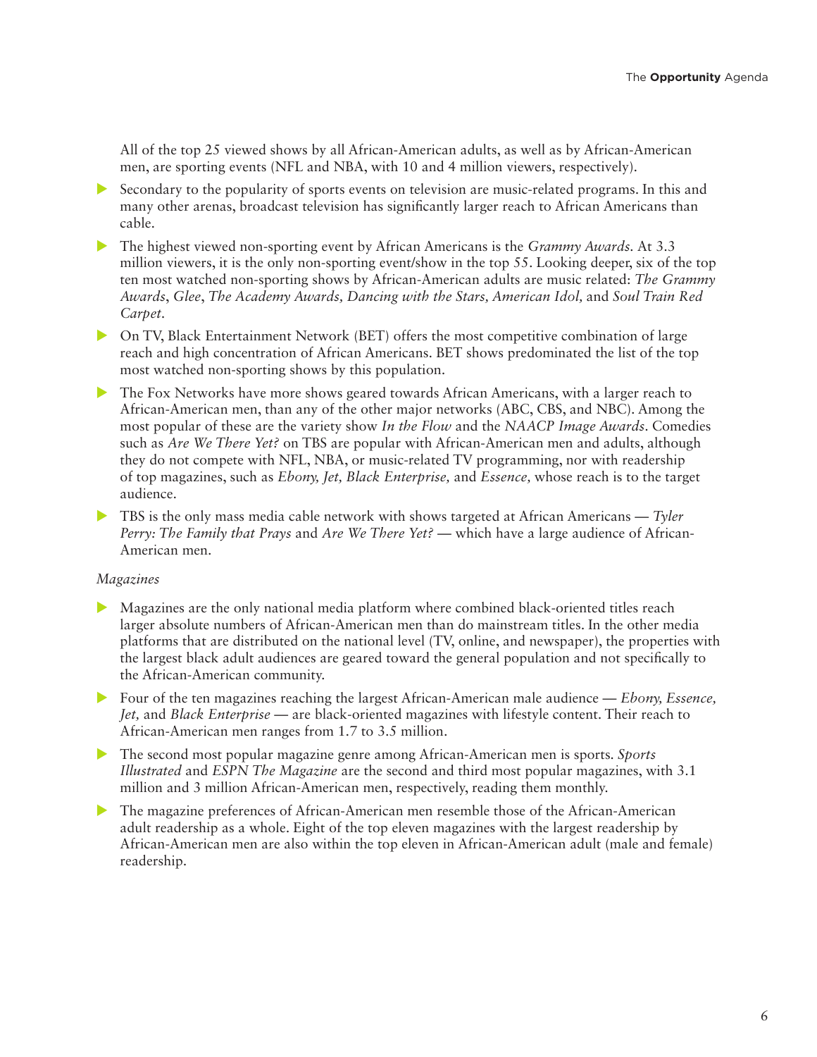All of the top 25 viewed shows by all African-American adults, as well as by African-American men, are sporting events (NFL and NBA, with 10 and 4 million viewers, respectively).

- Secondary to the popularity of sports events on television are music-related programs. In this and many other arenas, broadcast television has significantly larger reach to African Americans than cable.
- The highest viewed non-sporting event by African Americans is the *Grammy Awards*. At 3.3 million viewers, it is the only non-sporting event/show in the top 55. Looking deeper, six of the top ten most watched non-sporting shows by African-American adults are music related: *The Grammy Awards*, *Glee*, *The Academy Awards, Dancing with the Stars, American Idol,* and *Soul Train Red Carpet*.
- On TV, Black Entertainment Network (BET) offers the most competitive combination of large reach and high concentration of African Americans. BET shows predominated the list of the top most watched non-sporting shows by this population.
- The Fox Networks have more shows geared towards African Americans, with a larger reach to African-American men, than any of the other major networks (ABC, CBS, and NBC). Among the most popular of these are the variety show *In the Flow* and the *NAACP Image Awards*. Comedies such as *Are We There Yet?* on TBS are popular with African-American men and adults, although they do not compete with NFL, NBA, or music-related TV programming, nor with readership of top magazines, such as *Ebony, Jet, Black Enterprise,* and *Essence,* whose reach is to the target audience.
- TBS is the only mass media cable network with shows targeted at African Americans — *Tyler Perry: The Family that Prays* and *Are We There Yet?* — which have a large audience of African-American men.

*Magazines*

- Magazines are the only national media platform where combined black-oriented titles reach larger absolute numbers of African-American men than do mainstream titles. In the other media platforms that are distributed on the national level (TV, online, and newspaper), the properties with the largest black adult audiences are geared toward the general population and not specifically to the African-American community.
- Four of the ten magazines reaching the largest African-American male audience — *Ebony, Essence, Jet,* and *Black Enterprise* — are black-oriented magazines with lifestyle content. Their reach to African-American men ranges from 1.7 to 3.5 million.
- The second most popular magazine genre among African-American men is sports. *Sports Illustrated* and *ESPN The Magazine* are the second and third most popular magazines, with 3.1 million and 3 million African-American men, respectively, reading them monthly.
- The magazine preferences of African-American men resemble those of the African-American adult readership as a whole. Eight of the top eleven magazines with the largest readership by African-American men are also within the top eleven in African-American adult (male and female) readership.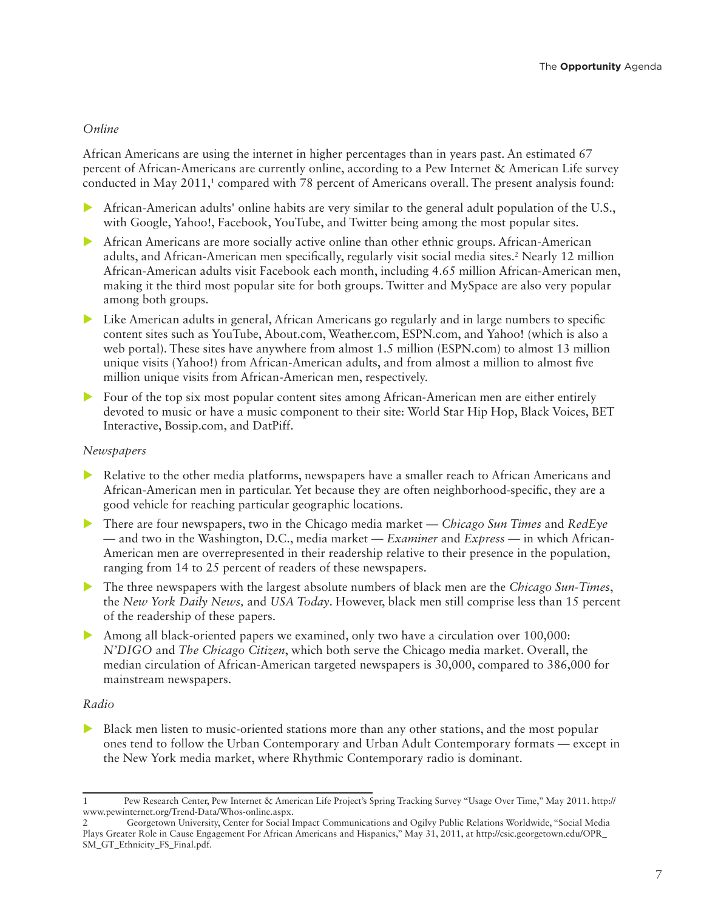*Online*

African Americans are using the internet in higher percentages than in years past. An estimated 67 percent of African-Americans are currently online, according to a Pew Internet & American Life survey conducted in May 2011,[1] compared with 78 percent of Americans overall. The present analysis found:

- African-American adults' online habits are very similar to the general adult population of the U.S., with Google, Yahoo!, Facebook, YouTube, and Twitter being among the most popular sites.
- African Americans are more socially active online than other ethnic groups. African-American adults, and African-American men specifically, regularly visit social media sites.[2] Nearly 12 million African-American adults visit Facebook each month, including 4.65 million African-American men, making it the third most popular site for both groups. Twitter and MySpace are also very popular among both groups.
- Like American adults in general, African Americans go regularly and in large numbers to specific content sites such as YouTube, About.com, Weather.com, ESPN.com, and Yahoo! (which is also a web portal). These sites have anywhere from almost 1.5 million (ESPN.com) to almost 13 million unique visits (Yahoo!) from African-American adults, and from almost a million to almost five million unique visits from African-American men, respectively.
- Four of the top six most popular content sites among African-American men are either entirely devoted to music or have a music component to their site: World Star Hip Hop, Black Voices, BET Interactive, Bossip.com, and DatPiff.

*Newspapers*

- Relative to the other media platforms, newspapers have a smaller reach to African Americans and African-American men in particular. Yet because they are often neighborhood-specific, they are a good vehicle for reaching particular geographic locations.
- There are four newspapers, two in the Chicago media market — *Chicago Sun Times* and *RedEye* — and two in the Washington, D.C., media market — *Examiner* and *Express* — in which African-American men are overrepresented in their readership relative to their presence in the population, ranging from 14 to 25 percent of readers of these newspapers.
- The three newspapers with the largest absolute numbers of black men are the *Chicago Sun-Times*, the *New York Daily News,* and *USA Today*. However, black men still comprise less than 15 percent of the readership of these papers.
- Among all black-oriented papers we examined, only two have a circulation over 100,000: *N'DIGO* and *The Chicago Citizen*, which both serve the Chicago media market. Overall, the median circulation of African-American targeted newspapers is 30,000, compared to 386,000 for mainstream newspapers.

*Radio*

- Black men listen to music-oriented stations more than any other stations, and the most popular ones tend to follow the Urban Contemporary and Urban Adult Contemporary formats — except in the New York media market, where Rhythmic Contemporary radio is dominant.

---

1 Pew Research Center, Pew Internet & American Life Project's Spring Tracking Survey "Usage Over Time," May 2011. http://www.pewinternet.org/Trend-Data/Whos-online.aspx.

2 Georgetown University, Center for Social Impact Communications and Ogilvy Public Relations Worldwide, "Social Media Plays Greater Role in Cause Engagement For African Americans and Hispanics," May 31, 2011, at http://csic.georgetown.edu/OPR_SM_GT_Ethnicity_FS_Final.pdf.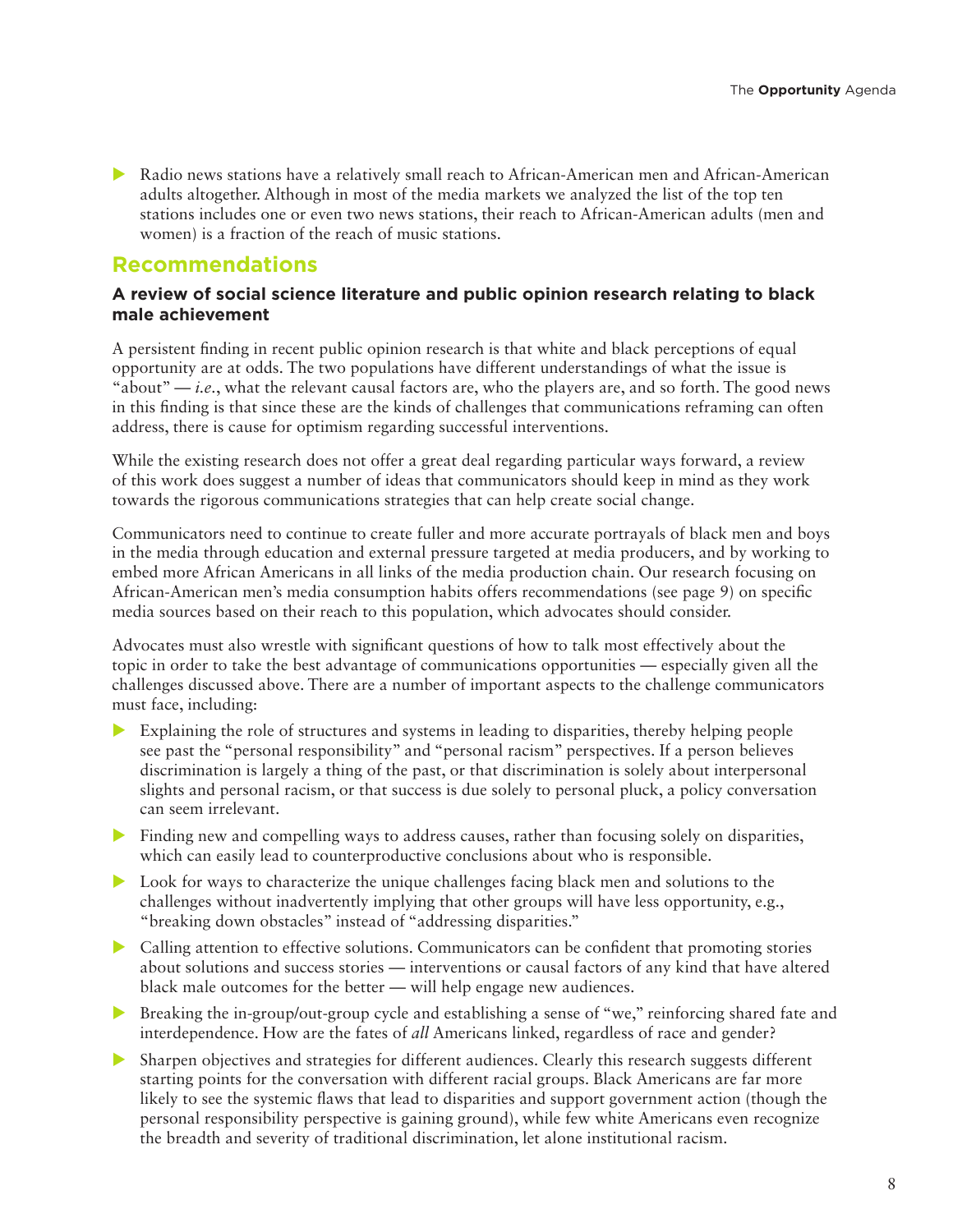- Radio news stations have a relatively small reach to African-American men and African-American adults altogether. Although in most of the media markets we analyzed the list of the top ten stations includes one or even two news stations, their reach to African-American adults (men and women) is a fraction of the reach of music stations.

## Recommendations

### A review of social science literature and public opinion research relating to black male achievement

A persistent finding in recent public opinion research is that white and black perceptions of equal opportunity are at odds. The two populations have different understandings of what the issue is "about" — *i.e.*, what the relevant causal factors are, who the players are, and so forth. The good news in this finding is that since these are the kinds of challenges that communications reframing can often address, there is cause for optimism regarding successful interventions.

While the existing research does not offer a great deal regarding particular ways forward, a review of this work does suggest a number of ideas that communicators should keep in mind as they work towards the rigorous communications strategies that can help create social change.

Communicators need to continue to create fuller and more accurate portrayals of black men and boys in the media through education and external pressure targeted at media producers, and by working to embed more African Americans in all links of the media production chain. Our research focusing on African-American men's media consumption habits offers recommendations (see page 9) on specific media sources based on their reach to this population, which advocates should consider.

Advocates must also wrestle with significant questions of how to talk most effectively about the topic in order to take the best advantage of communications opportunities — especially given all the challenges discussed above. There are a number of important aspects to the challenge communicators must face, including:

- Explaining the role of structures and systems in leading to disparities, thereby helping people see past the "personal responsibility" and "personal racism" perspectives. If a person believes discrimination is largely a thing of the past, or that discrimination is solely about interpersonal slights and personal racism, or that success is due solely to personal pluck, a policy conversation can seem irrelevant.
- Finding new and compelling ways to address causes, rather than focusing solely on disparities, which can easily lead to counterproductive conclusions about who is responsible.
- Look for ways to characterize the unique challenges facing black men and solutions to the challenges without inadvertently implying that other groups will have less opportunity, e.g., "breaking down obstacles" instead of "addressing disparities."
- Calling attention to effective solutions. Communicators can be confident that promoting stories about solutions and success stories — interventions or causal factors of any kind that have altered black male outcomes for the better — will help engage new audiences.
- Breaking the in-group/out-group cycle and establishing a sense of "we," reinforcing shared fate and interdependence. How are the fates of *all* Americans linked, regardless of race and gender?
- Sharpen objectives and strategies for different audiences. Clearly this research suggests different starting points for the conversation with different racial groups. Black Americans are far more likely to see the systemic flaws that lead to disparities and support government action (though the personal responsibility perspective is gaining ground), while few white Americans even recognize the breadth and severity of traditional discrimination, let alone institutional racism.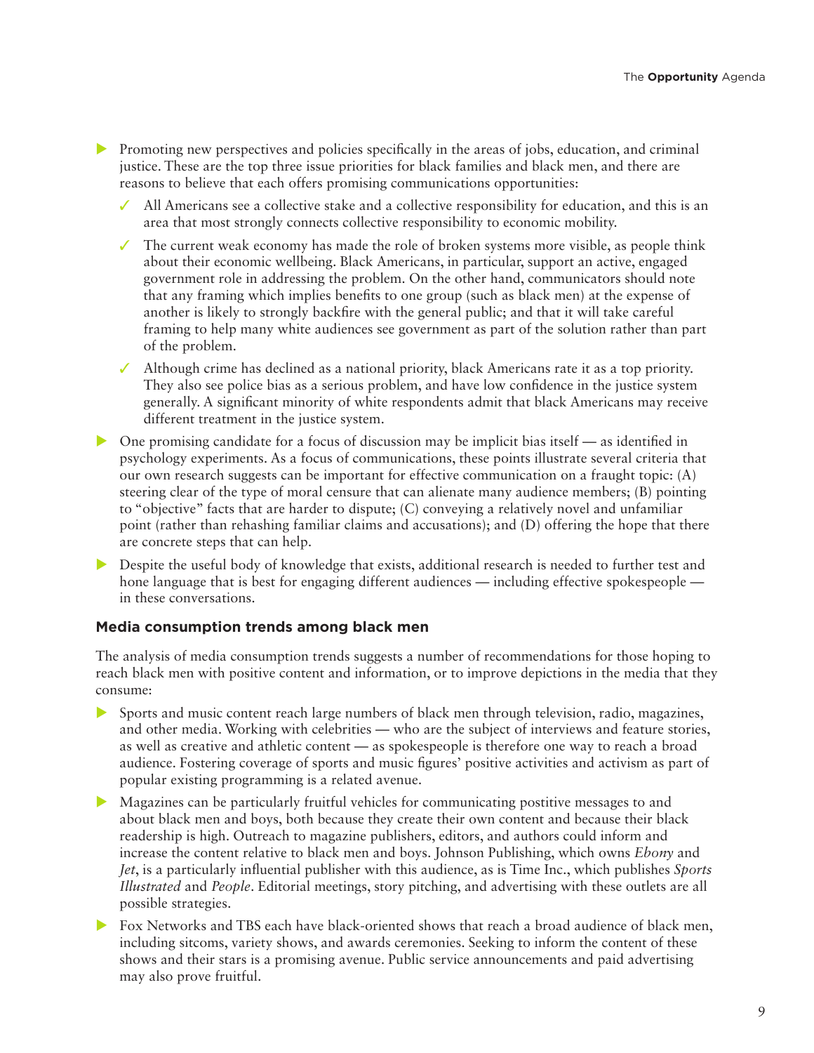- Promoting new perspectives and policies specifically in the areas of jobs, education, and criminal justice. These are the top three issue priorities for black families and black men, and there are reasons to believe that each offers promising communications opportunities:
  - ✓ All Americans see a collective stake and a collective responsibility for education, and this is an area that most strongly connects collective responsibility to economic mobility.
  - ✓ The current weak economy has made the role of broken systems more visible, as people think about their economic wellbeing. Black Americans, in particular, support an active, engaged government role in addressing the problem. On the other hand, communicators should note that any framing which implies benefits to one group (such as black men) at the expense of another is likely to strongly backfire with the general public; and that it will take careful framing to help many white audiences see government as part of the solution rather than part of the problem.
  - ✓ Although crime has declined as a national priority, black Americans rate it as a top priority. They also see police bias as a serious problem, and have low confidence in the justice system generally. A significant minority of white respondents admit that black Americans may receive different treatment in the justice system.
- One promising candidate for a focus of discussion may be implicit bias itself — as identified in psychology experiments. As a focus of communications, these points illustrate several criteria that our own research suggests can be important for effective communication on a fraught topic: (A) steering clear of the type of moral censure that can alienate many audience members; (B) pointing to "objective" facts that are harder to dispute; (C) conveying a relatively novel and unfamiliar point (rather than rehashing familiar claims and accusations); and (D) offering the hope that there are concrete steps that can help.
- Despite the useful body of knowledge that exists, additional research is needed to further test and hone language that is best for engaging different audiences — including effective spokespeople — in these conversations.

### Media consumption trends among black men

The analysis of media consumption trends suggests a number of recommendations for those hoping to reach black men with positive content and information, or to improve depictions in the media that they consume:

- Sports and music content reach large numbers of black men through television, radio, magazines, and other media. Working with celebrities — who are the subject of interviews and feature stories, as well as creative and athletic content — as spokespeople is therefore one way to reach a broad audience. Fostering coverage of sports and music figures' positive activities and activism as part of popular existing programming is a related avenue.
- Magazines can be particularly fruitful vehicles for communicating postitive messages to and about black men and boys, both because they create their own content and because their black readership is high. Outreach to magazine publishers, editors, and authors could inform and increase the content relative to black men and boys. Johnson Publishing, which owns *Ebony* and *Jet*, is a particularly influential publisher with this audience, as is Time Inc., which publishes *Sports Illustrated* and *People*. Editorial meetings, story pitching, and advertising with these outlets are all possible strategies.
- Fox Networks and TBS each have black-oriented shows that reach a broad audience of black men, including sitcoms, variety shows, and awards ceremonies. Seeking to inform the content of these shows and their stars is a promising avenue. Public service announcements and paid advertising may also prove fruitful.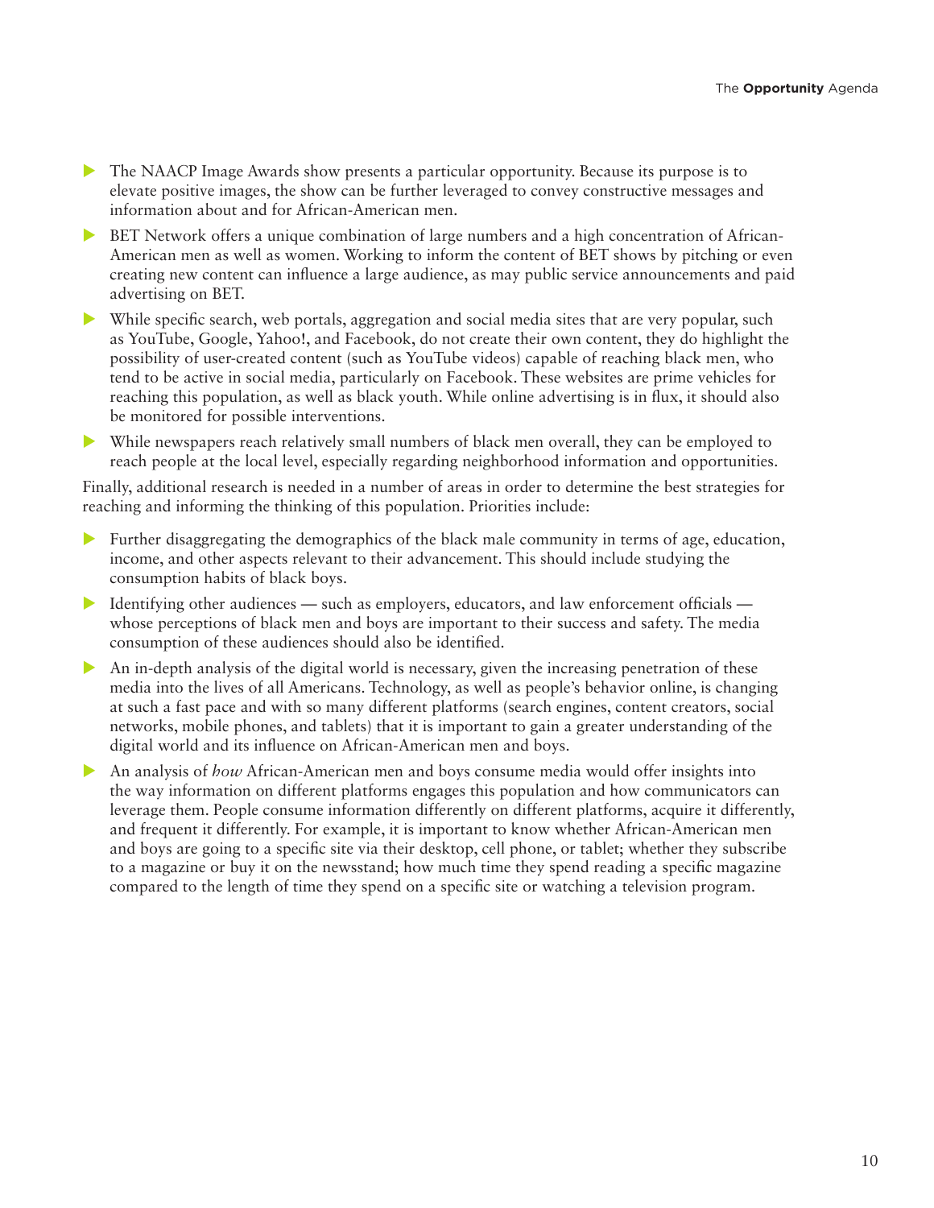- The NAACP Image Awards show presents a particular opportunity. Because its purpose is to elevate positive images, the show can be further leveraged to convey constructive messages and information about and for African-American men.
- BET Network offers a unique combination of large numbers and a high concentration of African-American men as well as women. Working to inform the content of BET shows by pitching or even creating new content can influence a large audience, as may public service announcements and paid advertising on BET.
- While specific search, web portals, aggregation and social media sites that are very popular, such as YouTube, Google, Yahoo!, and Facebook, do not create their own content, they do highlight the possibility of user-created content (such as YouTube videos) capable of reaching black men, who tend to be active in social media, particularly on Facebook. These websites are prime vehicles for reaching this population, as well as black youth. While online advertising is in flux, it should also be monitored for possible interventions.
- While newspapers reach relatively small numbers of black men overall, they can be employed to reach people at the local level, especially regarding neighborhood information and opportunities.

Finally, additional research is needed in a number of areas in order to determine the best strategies for reaching and informing the thinking of this population. Priorities include:

- Further disaggregating the demographics of the black male community in terms of age, education, income, and other aspects relevant to their advancement. This should include studying the consumption habits of black boys.
- Identifying other audiences — such as employers, educators, and law enforcement officials — whose perceptions of black men and boys are important to their success and safety. The media consumption of these audiences should also be identified.
- An in-depth analysis of the digital world is necessary, given the increasing penetration of these media into the lives of all Americans. Technology, as well as people's behavior online, is changing at such a fast pace and with so many different platforms (search engines, content creators, social networks, mobile phones, and tablets) that it is important to gain a greater understanding of the digital world and its influence on African-American men and boys.
- An analysis of *how* African-American men and boys consume media would offer insights into the way information on different platforms engages this population and how communicators can leverage them. People consume information differently on different platforms, acquire it differently, and frequent it differently. For example, it is important to know whether African-American men and boys are going to a specific site via their desktop, cell phone, or tablet; whether they subscribe to a magazine or buy it on the newsstand; how much time they spend reading a specific magazine compared to the length of time they spend on a specific site or watching a television program.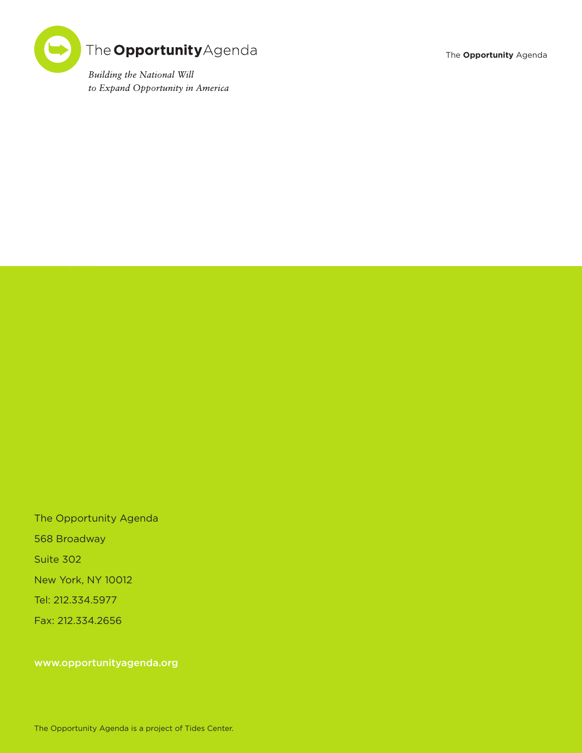The **Opportunity** Agenda

*Building the National Will*
*to Expand Opportunity in America*

The Opportunity Agenda

568 Broadway

Suite 302

New York, NY 10012

Tel: 212.334.5977

Fax: 212.334.2656

www.opportunityagenda.org

The Opportunity Agenda is a project of Tides Center.